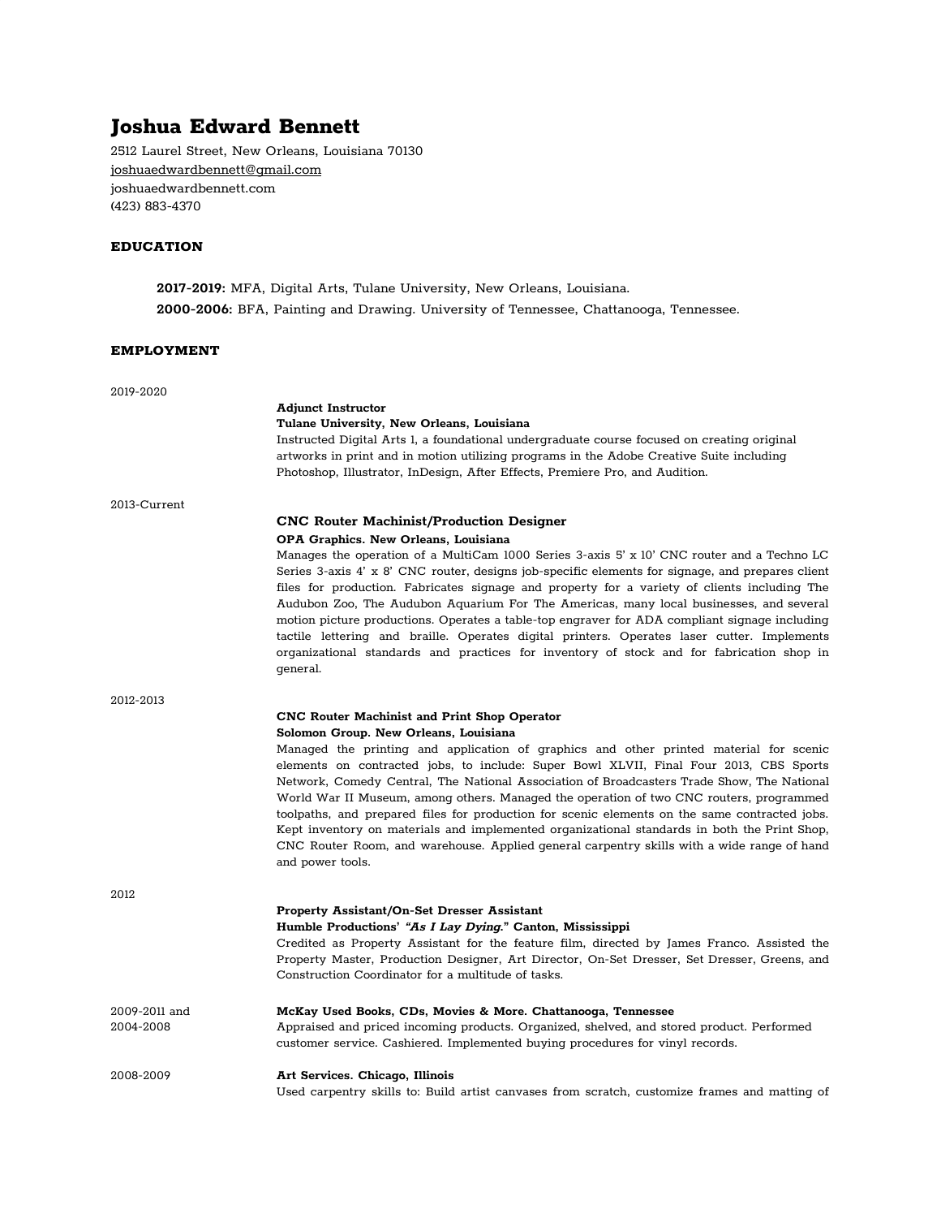# Joshua Edward Bennett

2512 Laurel Street, New Orleans, Louisiana 70130
joshuaedwardbennett@gmail.com
joshuaedwardbennett.com
(423) 883-4370

## EDUCATION

**2017-2019:** MFA, Digital Arts, Tulane University, New Orleans, Louisiana.
**2000-2006:** BFA, Painting and Drawing. University of Tennessee, Chattanooga, Tennessee.

## EMPLOYMENT

2019-2020

**Adjunct Instructor**
**Tulane University, New Orleans, Louisiana**
Instructed Digital Arts 1, a foundational undergraduate course focused on creating original artworks in print and in motion utilizing programs in the Adobe Creative Suite including Photoshop, Illustrator, InDesign, After Effects, Premiere Pro, and Audition.

2013-Current

**CNC Router Machinist/Production Designer**
**OPA Graphics. New Orleans, Louisiana**
Manages the operation of a MultiCam 1000 Series 3-axis 5' x 10' CNC router and a Techno LC Series 3-axis 4' x 8' CNC router, designs job-specific elements for signage, and prepares client files for production. Fabricates signage and property for a variety of clients including The Audubon Zoo, The Audubon Aquarium For The Americas, many local businesses, and several motion picture productions. Operates a table-top engraver for ADA compliant signage including tactile lettering and braille. Operates digital printers. Operates laser cutter. Implements organizational standards and practices for inventory of stock and for fabrication shop in general.

2012-2013

**CNC Router Machinist and Print Shop Operator**
**Solomon Group. New Orleans, Louisiana**
Managed the printing and application of graphics and other printed material for scenic elements on contracted jobs, to include: Super Bowl XLVII, Final Four 2013, CBS Sports Network, Comedy Central, The National Association of Broadcasters Trade Show, The National World War II Museum, among others. Managed the operation of two CNC routers, programmed toolpaths, and prepared files for production for scenic elements on the same contracted jobs. Kept inventory on materials and implemented organizational standards in both the Print Shop, CNC Router Room, and warehouse. Applied general carpentry skills with a wide range of hand and power tools.

2012

**Property Assistant/On-Set Dresser Assistant**
**Humble Productions' *"As I Lay Dying."* Canton, Mississippi**
Credited as Property Assistant for the feature film, directed by James Franco. Assisted the Property Master, Production Designer, Art Director, On-Set Dresser, Set Dresser, Greens, and Construction Coordinator for a multitude of tasks.

2009-2011 and 2004-2008

**McKay Used Books, CDs, Movies & More. Chattanooga, Tennessee**
Appraised and priced incoming products. Organized, shelved, and stored product. Performed customer service. Cashiered. Implemented buying procedures for vinyl records.

2008-2009

**Art Services. Chicago, Illinois**
Used carpentry skills to: Build artist canvases from scratch, customize frames and matting of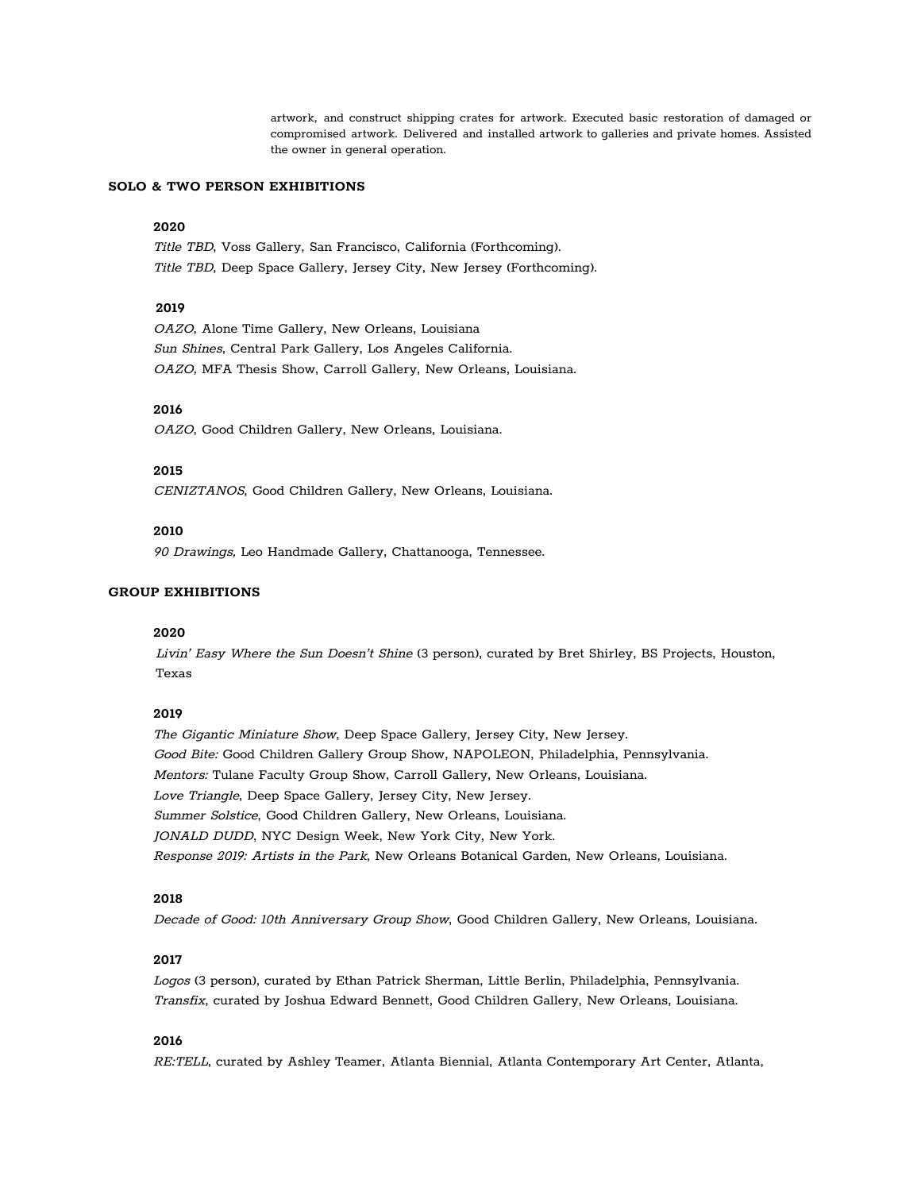artwork, and construct shipping crates for artwork. Executed basic restoration of damaged or compromised artwork. Delivered and installed artwork to galleries and private homes. Assisted the owner in general operation.

## SOLO & TWO PERSON EXHIBITIONS

### 2020

*Title TBD*, Voss Gallery, San Francisco, California (Forthcoming).
*Title TBD*, Deep Space Gallery, Jersey City, New Jersey (Forthcoming).

### 2019

*OAZO*, Alone Time Gallery, New Orleans, Louisiana
*Sun Shines*, Central Park Gallery, Los Angeles California.
*OAZO,* MFA Thesis Show, Carroll Gallery, New Orleans, Louisiana.

### 2016

*OAZO*, Good Children Gallery, New Orleans, Louisiana.

### 2015

*CENIZTANOS*, Good Children Gallery, New Orleans, Louisiana.

### 2010

*90 Drawings,* Leo Handmade Gallery, Chattanooga, Tennessee.

## GROUP EXHIBITIONS

### 2020

*Livin' Easy Where the Sun Doesn't Shine* (3 person), curated by Bret Shirley, BS Projects, Houston, Texas

### 2019

*The Gigantic Miniature Show*, Deep Space Gallery, Jersey City, New Jersey.
*Good Bite:* Good Children Gallery Group Show, NAPOLEON, Philadelphia, Pennsylvania.
*Mentors:* Tulane Faculty Group Show, Carroll Gallery, New Orleans, Louisiana.
*Love Triangle*, Deep Space Gallery, Jersey City, New Jersey.
*Summer Solstice*, Good Children Gallery, New Orleans, Louisiana.
*JONALD DUDD*, NYC Design Week, New York City, New York.
*Response 2019: Artists in the Park*, New Orleans Botanical Garden, New Orleans, Louisiana.

### 2018

*Decade of Good: 10th Anniversary Group Show*, Good Children Gallery, New Orleans, Louisiana.

### 2017

*Logos* (3 person), curated by Ethan Patrick Sherman, Little Berlin, Philadelphia, Pennsylvania.
*Transfix*, curated by Joshua Edward Bennett, Good Children Gallery, New Orleans, Louisiana.

### 2016

*RE:TELL*, curated by Ashley Teamer, Atlanta Biennial, Atlanta Contemporary Art Center, Atlanta,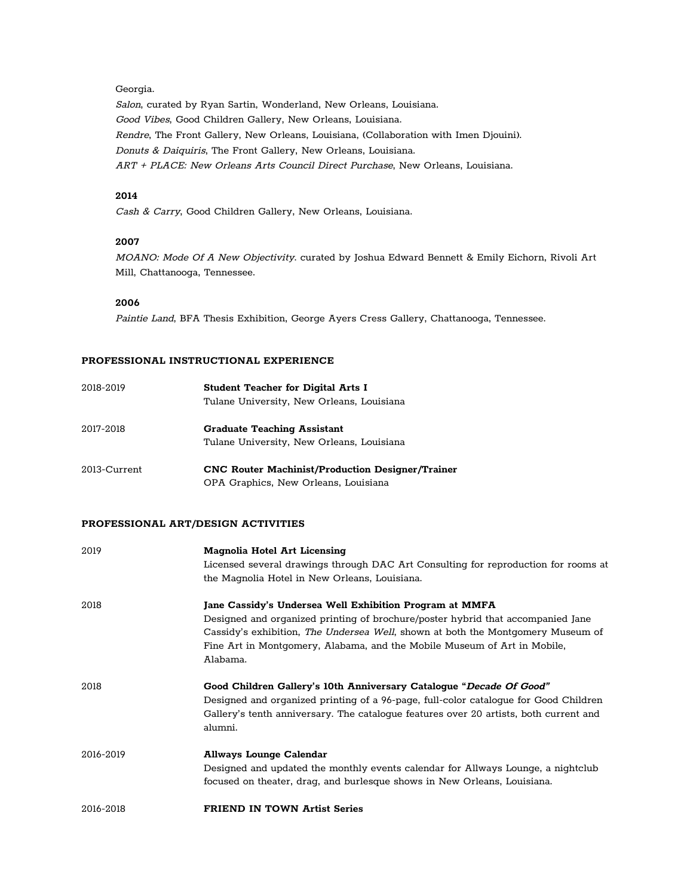Georgia.

*Salon*, curated by Ryan Sartin, Wonderland, New Orleans, Louisiana.

*Good Vibes*, Good Children Gallery, New Orleans, Louisiana.

*Rendre*, The Front Gallery, New Orleans, Louisiana, (Collaboration with Imen Djouini).

*Donuts & Daiquiris*, The Front Gallery, New Orleans, Louisiana.

*ART + PLACE: New Orleans Arts Council Direct Purchase*, New Orleans, Louisiana.

**2014**

*Cash & Carry*, Good Children Gallery, New Orleans, Louisiana.

**2007**

*MOANO: Mode Of A New Objectivity*. curated by Joshua Edward Bennett & Emily Eichorn, Rivoli Art Mill, Chattanooga, Tennessee.

**2006**

*Paintie Land*, BFA Thesis Exhibition, George Ayers Cress Gallery, Chattanooga, Tennessee.

## PROFESSIONAL INSTRUCTIONAL EXPERIENCE

2018-2019 — **Student Teacher for Digital Arts I**
Tulane University, New Orleans, Louisiana

2017-2018 — **Graduate Teaching Assistant**
Tulane University, New Orleans, Louisiana

2013-Current — **CNC Router Machinist/Production Designer/Trainer**
OPA Graphics, New Orleans, Louisiana

## PROFESSIONAL ART/DESIGN ACTIVITIES

2019 — **Magnolia Hotel Art Licensing**
Licensed several drawings through DAC Art Consulting for reproduction for rooms at the Magnolia Hotel in New Orleans, Louisiana.

2018 — **Jane Cassidy's Undersea Well Exhibition Program at MMFA**
Designed and organized printing of brochure/poster hybrid that accompanied Jane Cassidy's exhibition, *The Undersea Well*, shown at both the Montgomery Museum of Fine Art in Montgomery, Alabama, and the Mobile Museum of Art in Mobile, Alabama.

2018 — **Good Children Gallery's 10th Anniversary Catalogue "*Decade Of Good*"**
Designed and organized printing of a 96-page, full-color catalogue for Good Children Gallery's tenth anniversary. The catalogue features over 20 artists, both current and alumni.

2016-2019 — **Allways Lounge Calendar**
Designed and updated the monthly events calendar for Allways Lounge, a nightclub focused on theater, drag, and burlesque shows in New Orleans, Louisiana.

2016-2018 — **FRIEND IN TOWN Artist Series**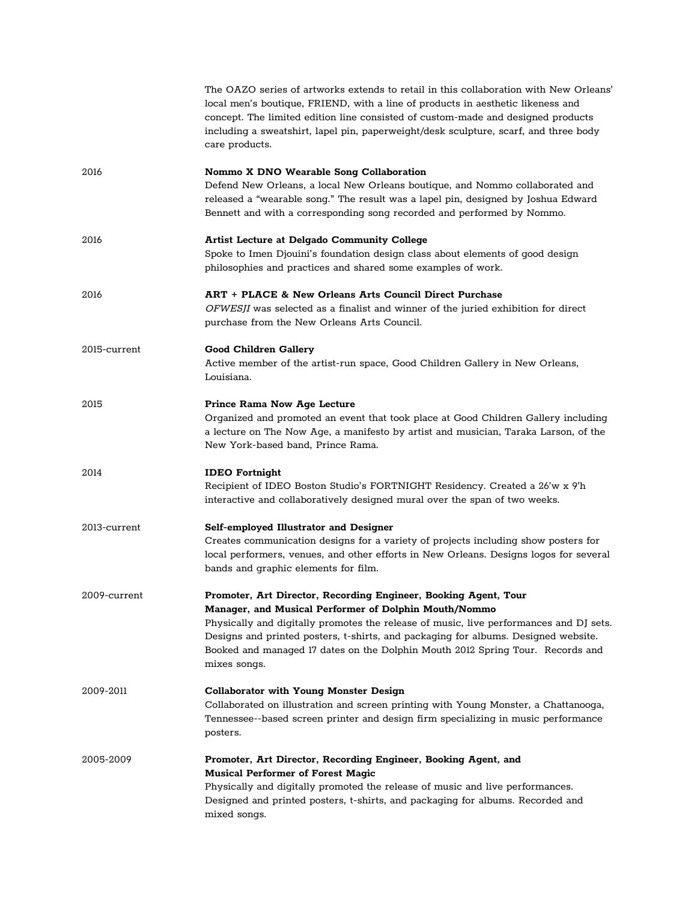The OAZO series of artworks extends to retail in this collaboration with New Orleans' local men's boutique, FRIEND, with a line of products in aesthetic likeness and concept. The limited edition line consisted of custom-made and designed products including a sweatshirt, lapel pin, paperweight/desk sculpture, scarf, and three body care products.

2016 **Nommo X DNO Wearable Song Collaboration**
Defend New Orleans, a local New Orleans boutique, and Nommo collaborated and released a "wearable song." The result was a lapel pin, designed by Joshua Edward Bennett and with a corresponding song recorded and performed by Nommo.

2016 **Artist Lecture at Delgado Community College**
Spoke to Imen Djouini's foundation design class about elements of good design philosophies and practices and shared some examples of work.

2016 **ART + PLACE & New Orleans Arts Council Direct Purchase**
*OFWESJI* was selected as a finalist and winner of the juried exhibition for direct purchase from the New Orleans Arts Council.

2015-current **Good Children Gallery**
Active member of the artist-run space, Good Children Gallery in New Orleans, Louisiana.

2015 **Prince Rama Now Age Lecture**
Organized and promoted an event that took place at Good Children Gallery including a lecture on The Now Age, a manifesto by artist and musician, Taraka Larson, of the New York-based band, Prince Rama.

2014 **IDEO Fortnight**
Recipient of IDEO Boston Studio's FORTNIGHT Residency. Created a 26'w x 9'h interactive and collaboratively designed mural over the span of two weeks.

2013-current **Self-employed Illustrator and Designer**
Creates communication designs for a variety of projects including show posters for local performers, venues, and other efforts in New Orleans. Designs logos for several bands and graphic elements for film.

2009-current **Promoter, Art Director, Recording Engineer, Booking Agent, Tour Manager, and Musical Performer of Dolphin Mouth/Nommo**
Physically and digitally promotes the release of music, live performances and DJ sets. Designs and printed posters, t-shirts, and packaging for albums. Designed website. Booked and managed 17 dates on the Dolphin Mouth 2012 Spring Tour. Records and mixes songs.

2009-2011 **Collaborator with Young Monster Design**
Collaborated on illustration and screen printing with Young Monster, a Chattanooga, Tennessee--based screen printer and design firm specializing in music performance posters.

2005-2009 **Promoter, Art Director, Recording Engineer, Booking Agent, and Musical Performer of Forest Magic**
Physically and digitally promoted the release of music and live performances. Designed and printed posters, t-shirts, and packaging for albums. Recorded and mixed songs.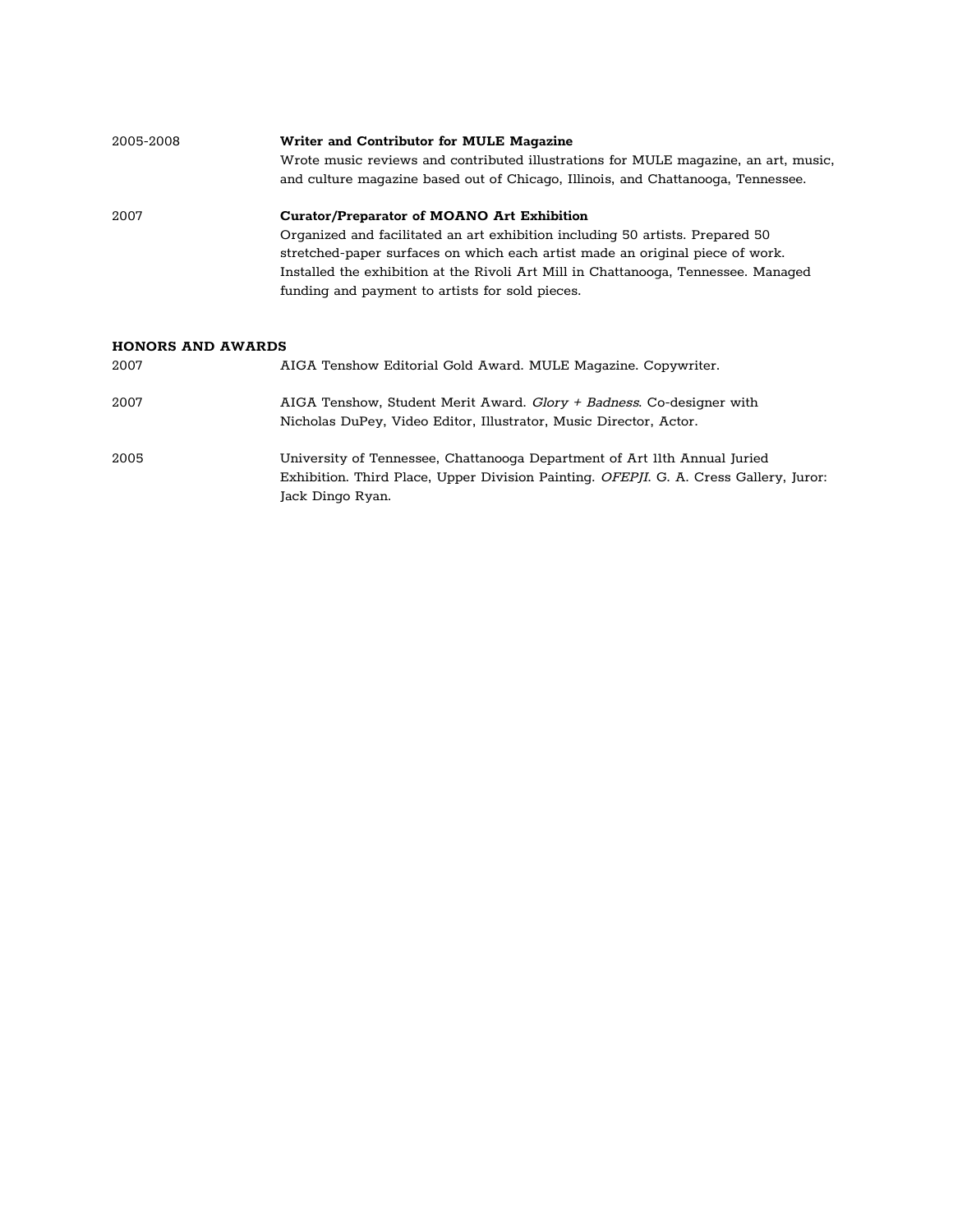2005-2008 **Writer and Contributor for MULE Magazine**
Wrote music reviews and contributed illustrations for MULE magazine, an art, music, and culture magazine based out of Chicago, Illinois, and Chattanooga, Tennessee.

2007 **Curator/Preparator of MOANO Art Exhibition**
Organized and facilitated an art exhibition including 50 artists. Prepared 50 stretched-paper surfaces on which each artist made an original piece of work. Installed the exhibition at the Rivoli Art Mill in Chattanooga, Tennessee. Managed funding and payment to artists for sold pieces.

**HONORS AND AWARDS**

2007 AIGA Tenshow Editorial Gold Award. MULE Magazine. Copywriter.

2007 AIGA Tenshow, Student Merit Award. *Glory + Badness*. Co-designer with Nicholas DuPey, Video Editor, Illustrator, Music Director, Actor.

2005 University of Tennessee, Chattanooga Department of Art 11th Annual Juried Exhibition. Third Place, Upper Division Painting. *OFEPJI*. G. A. Cress Gallery, Juror: Jack Dingo Ryan.